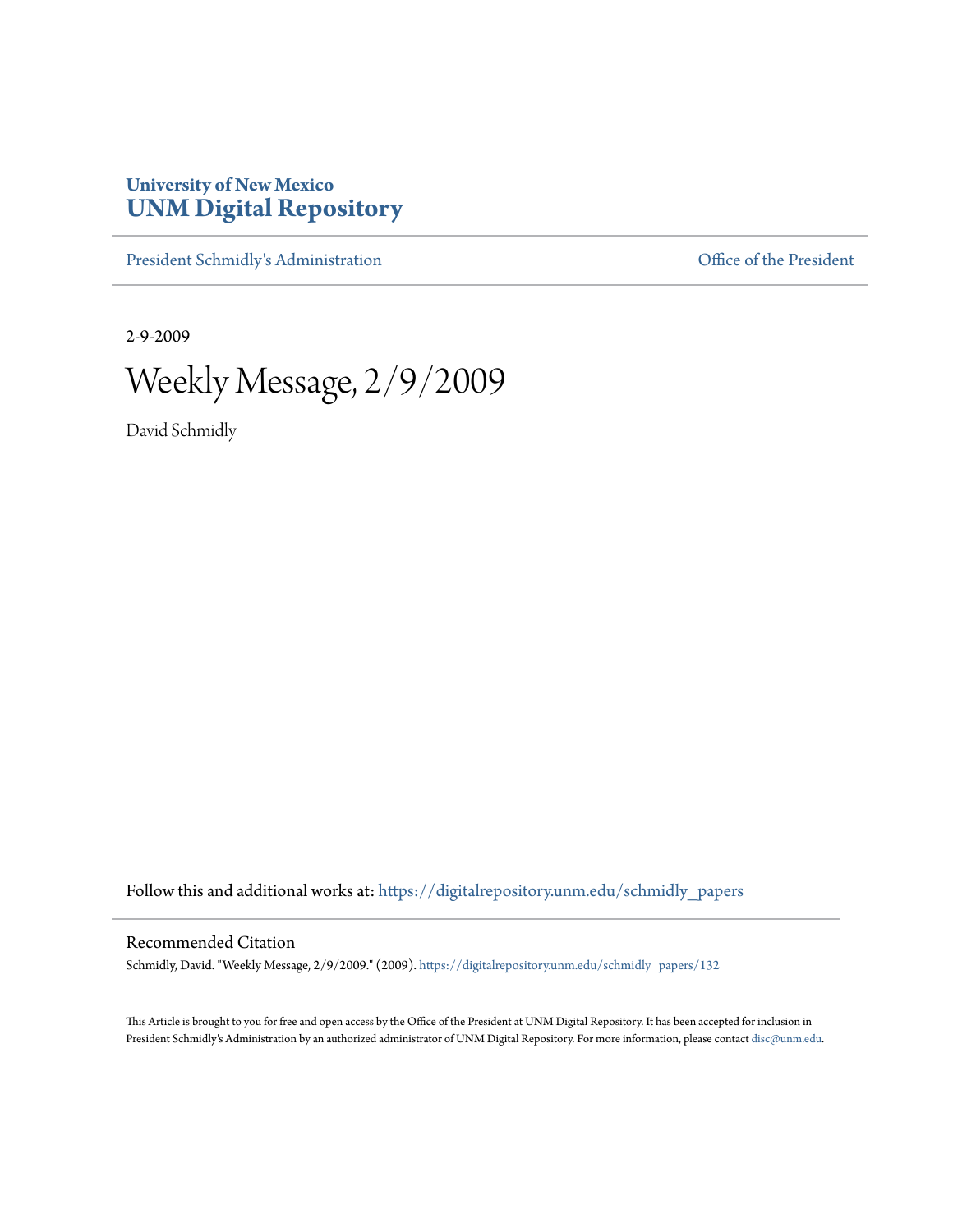University of New Mexico
# UNM Digital Repository

President Schmidly's Administration

Office of the President

2-9-2009

# Weekly Message, 2/9/2009

David Schmidly

Follow this and additional works at: https://digitalrepository.unm.edu/schmidly_papers

## Recommended Citation

Schmidly, David. "Weekly Message, 2/9/2009." (2009). https://digitalrepository.unm.edu/schmidly_papers/132

This Article is brought to you for free and open access by the Office of the President at UNM Digital Repository. It has been accepted for inclusion in President Schmidly's Administration by an authorized administrator of UNM Digital Repository. For more information, please contact disc@unm.edu.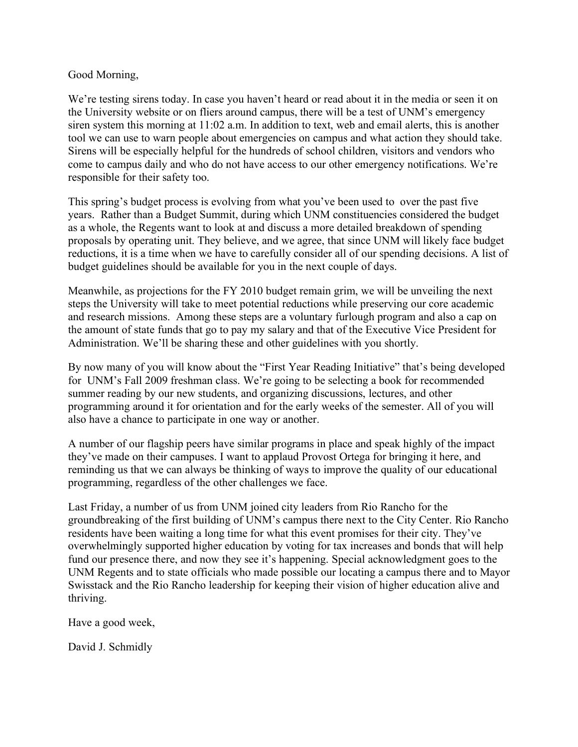Good Morning,

We're testing sirens today. In case you haven't heard or read about it in the media or seen it on the University website or on fliers around campus, there will be a test of UNM's emergency siren system this morning at 11:02 a.m. In addition to text, web and email alerts, this is another tool we can use to warn people about emergencies on campus and what action they should take. Sirens will be especially helpful for the hundreds of school children, visitors and vendors who come to campus daily and who do not have access to our other emergency notifications. We're responsible for their safety too.

This spring's budget process is evolving from what you've been used to over the past five years. Rather than a Budget Summit, during which UNM constituencies considered the budget as a whole, the Regents want to look at and discuss a more detailed breakdown of spending proposals by operating unit. They believe, and we agree, that since UNM will likely face budget reductions, it is a time when we have to carefully consider all of our spending decisions. A list of budget guidelines should be available for you in the next couple of days.

Meanwhile, as projections for the FY 2010 budget remain grim, we will be unveiling the next steps the University will take to meet potential reductions while preserving our core academic and research missions. Among these steps are a voluntary furlough program and also a cap on the amount of state funds that go to pay my salary and that of the Executive Vice President for Administration. We'll be sharing these and other guidelines with you shortly.

By now many of you will know about the "First Year Reading Initiative" that's being developed for UNM's Fall 2009 freshman class. We're going to be selecting a book for recommended summer reading by our new students, and organizing discussions, lectures, and other programming around it for orientation and for the early weeks of the semester. All of you will also have a chance to participate in one way or another.

A number of our flagship peers have similar programs in place and speak highly of the impact they've made on their campuses. I want to applaud Provost Ortega for bringing it here, and reminding us that we can always be thinking of ways to improve the quality of our educational programming, regardless of the other challenges we face.

Last Friday, a number of us from UNM joined city leaders from Rio Rancho for the groundbreaking of the first building of UNM's campus there next to the City Center. Rio Rancho residents have been waiting a long time for what this event promises for their city. They've overwhelmingly supported higher education by voting for tax increases and bonds that will help fund our presence there, and now they see it's happening. Special acknowledgment goes to the UNM Regents and to state officials who made possible our locating a campus there and to Mayor Swisstack and the Rio Rancho leadership for keeping their vision of higher education alive and thriving.

Have a good week,

David J. Schmidly